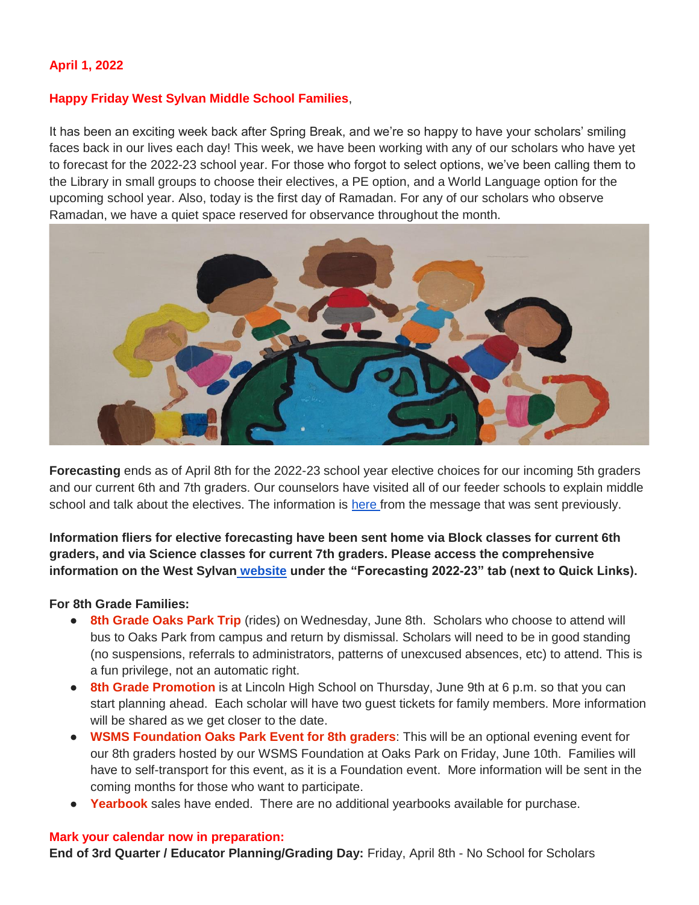**April 1, 2022**

**Happy Friday West Sylvan Middle School Families**,

It has been an exciting week back after Spring Break, and we're so happy to have your scholars' smiling faces back in our lives each day! This week, we have been working with any of our scholars who have yet to forecast for the 2022-23 school year. For those who forgot to select options, we've been calling them to the Library in small groups to choose their electives, a PE option, and a World Language option for the upcoming school year. Also, today is the first day of Ramadan. For any of our scholars who observe Ramadan, we have a quiet space reserved for observance throughout the month.

**Forecasting** ends as of April 8th for the 2022-23 school year elective choices for our incoming 5th graders and our current 6th and 7th graders. Our counselors have visited all of our feeder schools to explain middle school and talk about the electives. The information is here from the message that was sent previously.

**Information fliers for elective forecasting have been sent home via Block classes for current 6th graders, and via Science classes for current 7th graders. Please access the comprehensive information on the West Sylvan website under the "Forecasting 2022-23" tab (next to Quick Links).**

**For 8th Grade Families:**

- **8th Grade Oaks Park Trip** (rides) on Wednesday, June 8th. Scholars who choose to attend will bus to Oaks Park from campus and return by dismissal. Scholars will need to be in good standing (no suspensions, referrals to administrators, patterns of unexcused absences, etc) to attend. This is a fun privilege, not an automatic right.
- **8th Grade Promotion** is at Lincoln High School on Thursday, June 9th at 6 p.m. so that you can start planning ahead. Each scholar will have two guest tickets for family members. More information will be shared as we get closer to the date.
- **WSMS Foundation Oaks Park Event for 8th graders**: This will be an optional evening event for our 8th graders hosted by our WSMS Foundation at Oaks Park on Friday, June 10th. Families will have to self-transport for this event, as it is a Foundation event. More information will be sent in the coming months for those who want to participate.
- **Yearbook** sales have ended. There are no additional yearbooks available for purchase.

**Mark your calendar now in preparation:**

**End of 3rd Quarter / Educator Planning/Grading Day:** Friday, April 8th - No School for Scholars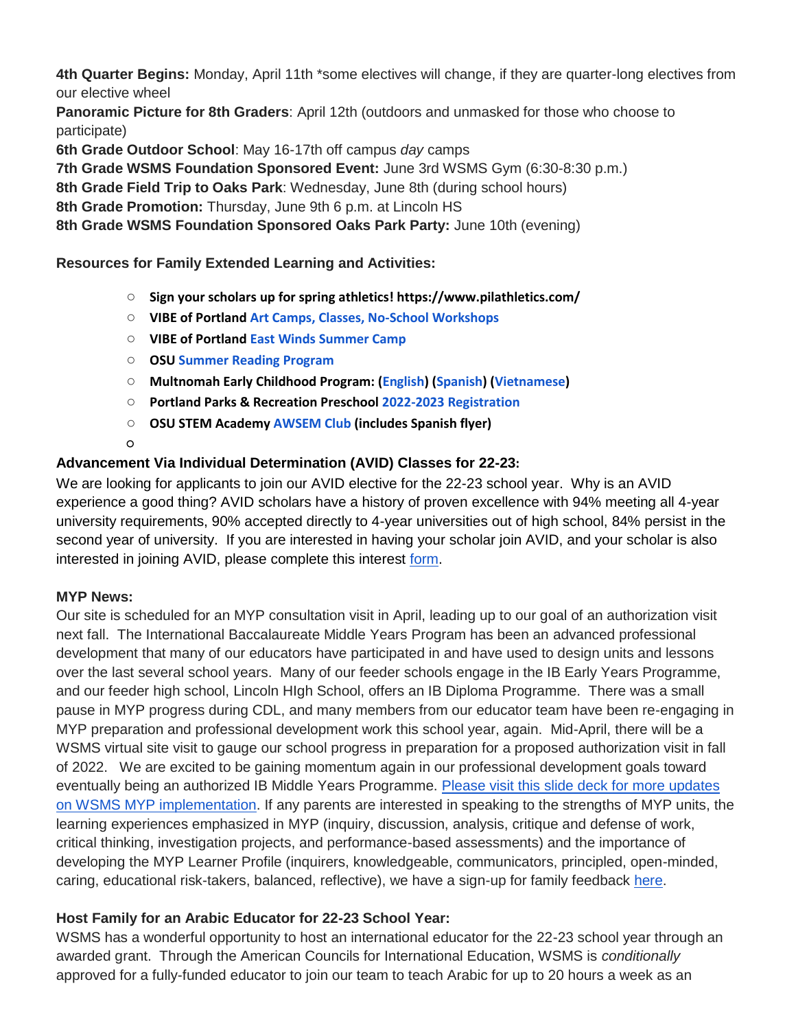**4th Quarter Begins:** Monday, April 11th *some electives will change, if they are quarter-long electives from our elective wheel
**Panoramic Picture for 8th Graders**: April 12th (outdoors and unmasked for those who choose to participate)
**6th Grade Outdoor School**: May 16-17th off campus *day* camps
**7th Grade WSMS Foundation Sponsored Event:** June 3rd WSMS Gym (6:30-8:30 p.m.)
**8th Grade Field Trip to Oaks Park**: Wednesday, June 8th (during school hours)
**8th Grade Promotion:** Thursday, June 9th 6 p.m. at Lincoln HS
**8th Grade WSMS Foundation Sponsored Oaks Park Party:** June 10th (evening)

**Resources for Family Extended Learning and Activities:**

- **Sign your scholars up for spring athletics! https://www.pilathletics.com/**
- **VIBE of Portland Art Camps, Classes, No-School Workshops**
- **VIBE of Portland East Winds Summer Camp**
- **OSU Summer Reading Program**
- **Multnomah Early Childhood Program: (English) (Spanish) (Vietnamese)**
- **Portland Parks & Recreation Preschool 2022-2023 Registration**
- **OSU STEM Academy AWSEM Club (includes Spanish flyer)**

**Advancement Via Individual Determination (AVID) Classes for 22-23:**
We are looking for applicants to join our AVID elective for the 22-23 school year. Why is an AVID experience a good thing? AVID scholars have a history of proven excellence with 94% meeting all 4-year university requirements, 90% accepted directly to 4-year universities out of high school, 84% persist in the second year of university. If you are interested in having your scholar join AVID, and your scholar is also interested in joining AVID, please complete this interest form.

**MYP News:**
Our site is scheduled for an MYP consultation visit in April, leading up to our goal of an authorization visit next fall. The International Baccalaureate Middle Years Program has been an advanced professional development that many of our educators have participated in and have used to design units and lessons over the last several school years. Many of our feeder schools engage in the IB Early Years Programme, and our feeder high school, Lincoln HIgh School, offers an IB Diploma Programme. There was a small pause in MYP progress during CDL, and many members from our educator team have been re-engaging in MYP preparation and professional development work this school year, again. Mid-April, there will be a WSMS virtual site visit to gauge our school progress in preparation for a proposed authorization visit in fall of 2022. We are excited to be gaining momentum again in our professional development goals toward eventually being an authorized IB Middle Years Programme. Please visit this slide deck for more updates on WSMS MYP implementation. If any parents are interested in speaking to the strengths of MYP units, the learning experiences emphasized in MYP (inquiry, discussion, analysis, critique and defense of work, critical thinking, investigation projects, and performance-based assessments) and the importance of developing the MYP Learner Profile (inquirers, knowledgeable, communicators, principled, open-minded, caring, educational risk-takers, balanced, reflective), we have a sign-up for family feedback here.

**Host Family for an Arabic Educator for 22-23 School Year:**
WSMS has a wonderful opportunity to host an international educator for the 22-23 school year through an awarded grant. Through the American Councils for International Education, WSMS is *conditionally* approved for a fully-funded educator to join our team to teach Arabic for up to 20 hours a week as an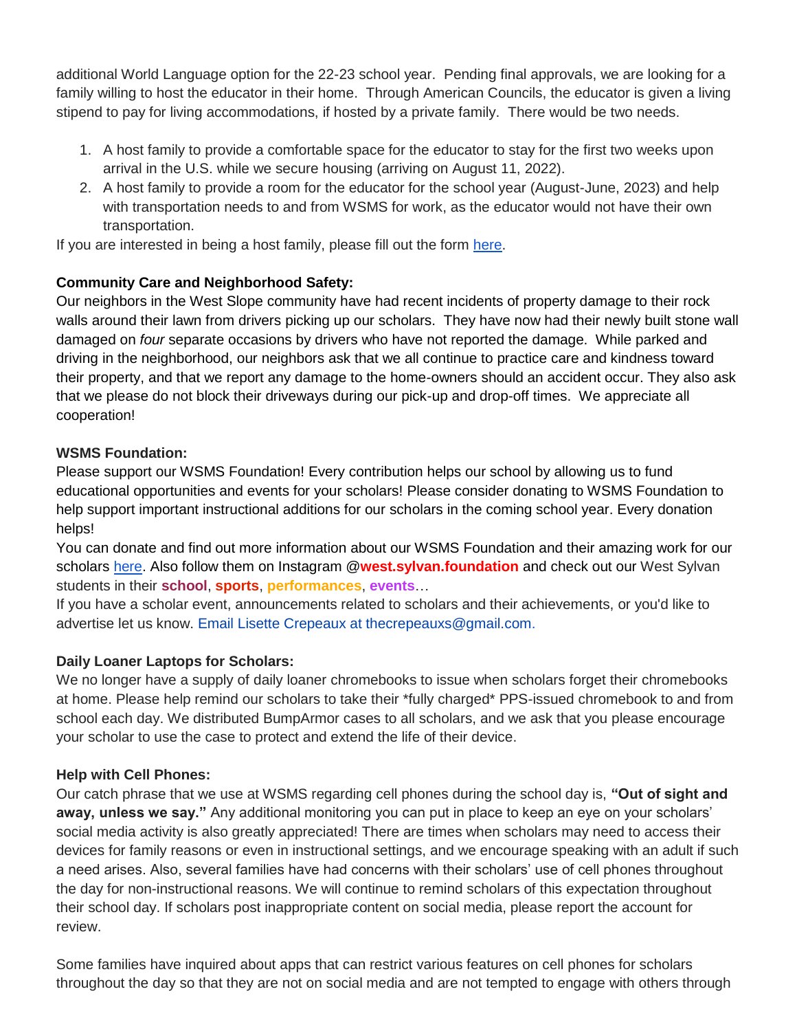additional World Language option for the 22-23 school year. Pending final approvals, we are looking for a family willing to host the educator in their home. Through American Councils, the educator is given a living stipend to pay for living accommodations, if hosted by a private family. There would be two needs.

1. A host family to provide a comfortable space for the educator to stay for the first two weeks upon arrival in the U.S. while we secure housing (arriving on August 11, 2022).
2. A host family to provide a room for the educator for the school year (August-June, 2023) and help with transportation needs to and from WSMS for work, as the educator would not have their own transportation.

If you are interested in being a host family, please fill out the form here.

**Community Care and Neighborhood Safety:**
Our neighbors in the West Slope community have had recent incidents of property damage to their rock walls around their lawn from drivers picking up our scholars. They have now had their newly built stone wall damaged on *four* separate occasions by drivers who have not reported the damage. While parked and driving in the neighborhood, our neighbors ask that we all continue to practice care and kindness toward their property, and that we report any damage to the home-owners should an accident occur. They also ask that we please do not block their driveways during our pick-up and drop-off times. We appreciate all cooperation!

**WSMS Foundation:**
Please support our WSMS Foundation! Every contribution helps our school by allowing us to fund educational opportunities and events for your scholars! Please consider donating to WSMS Foundation to help support important instructional additions for our scholars in the coming school year. Every donation helps!
You can donate and find out more information about our WSMS Foundation and their amazing work for our scholars here. Also follow them on Instagram @**west.sylvan.foundation** and check out our West Sylvan students in their **school**, **sports**, **performances**, **events**…
If you have a scholar event, announcements related to scholars and their achievements, or you'd like to advertise let us know. Email Lisette Crepeaux at thecrepeauxs@gmail.com.

**Daily Loaner Laptops for Scholars:**
We no longer have a supply of daily loaner chromebooks to issue when scholars forget their chromebooks at home. Please help remind our scholars to take their *fully charged* PPS-issued chromebook to and from school each day. We distributed BumpArmor cases to all scholars, and we ask that you please encourage your scholar to use the case to protect and extend the life of their device.

**Help with Cell Phones:**
Our catch phrase that we use at WSMS regarding cell phones during the school day is, **"Out of sight and away, unless we say."** Any additional monitoring you can put in place to keep an eye on your scholars' social media activity is also greatly appreciated! There are times when scholars may need to access their devices for family reasons or even in instructional settings, and we encourage speaking with an adult if such a need arises. Also, several families have had concerns with their scholars' use of cell phones throughout the day for non-instructional reasons. We will continue to remind scholars of this expectation throughout their school day. If scholars post inappropriate content on social media, please report the account for review.

Some families have inquired about apps that can restrict various features on cell phones for scholars throughout the day so that they are not on social media and are not tempted to engage with others through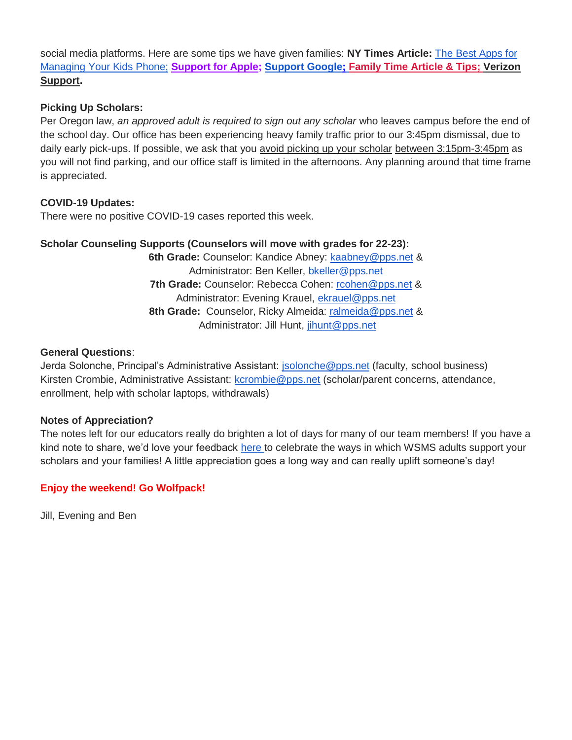social media platforms. Here are some tips we have given families: **NY Times Article:** The Best Apps for Managing Your Kids Phone; **Support for Apple; Support Google; Family Time Article & Tips; Verizon Support.**

**Picking Up Scholars:**
Per Oregon law, *an approved adult is required to sign out any scholar* who leaves campus before the end of the school day. Our office has been experiencing heavy family traffic prior to our 3:45pm dismissal, due to daily early pick-ups. If possible, we ask that you avoid picking up your scholar between 3:15pm-3:45pm as you will not find parking, and our office staff is limited in the afternoons. Any planning around that time frame is appreciated.

**COVID-19 Updates:**
There were no positive COVID-19 cases reported this week.

**Scholar Counseling Supports (Counselors will move with grades for 22-23):**

**6th Grade:** Counselor: Kandice Abney: kaabney@pps.net &
Administrator: Ben Keller, bkeller@pps.net
**7th Grade:** Counselor: Rebecca Cohen: rcohen@pps.net &
Administrator: Evening Krauel, ekrauel@pps.net
**8th Grade:** Counselor, Ricky Almeida: ralmeida@pps.net &
Administrator: Jill Hunt, jihunt@pps.net

**General Questions**:
Jerda Solonche, Principal's Administrative Assistant: jsolonche@pps.net (faculty, school business)
Kirsten Crombie, Administrative Assistant: kcrombie@pps.net (scholar/parent concerns, attendance, enrollment, help with scholar laptops, withdrawals)

**Notes of Appreciation?**
The notes left for our educators really do brighten a lot of days for many of our team members! If you have a kind note to share, we'd love your feedback here to celebrate the ways in which WSMS adults support your scholars and your families! A little appreciation goes a long way and can really uplift someone's day!

**Enjoy the weekend! Go Wolfpack!**

Jill, Evening and Ben